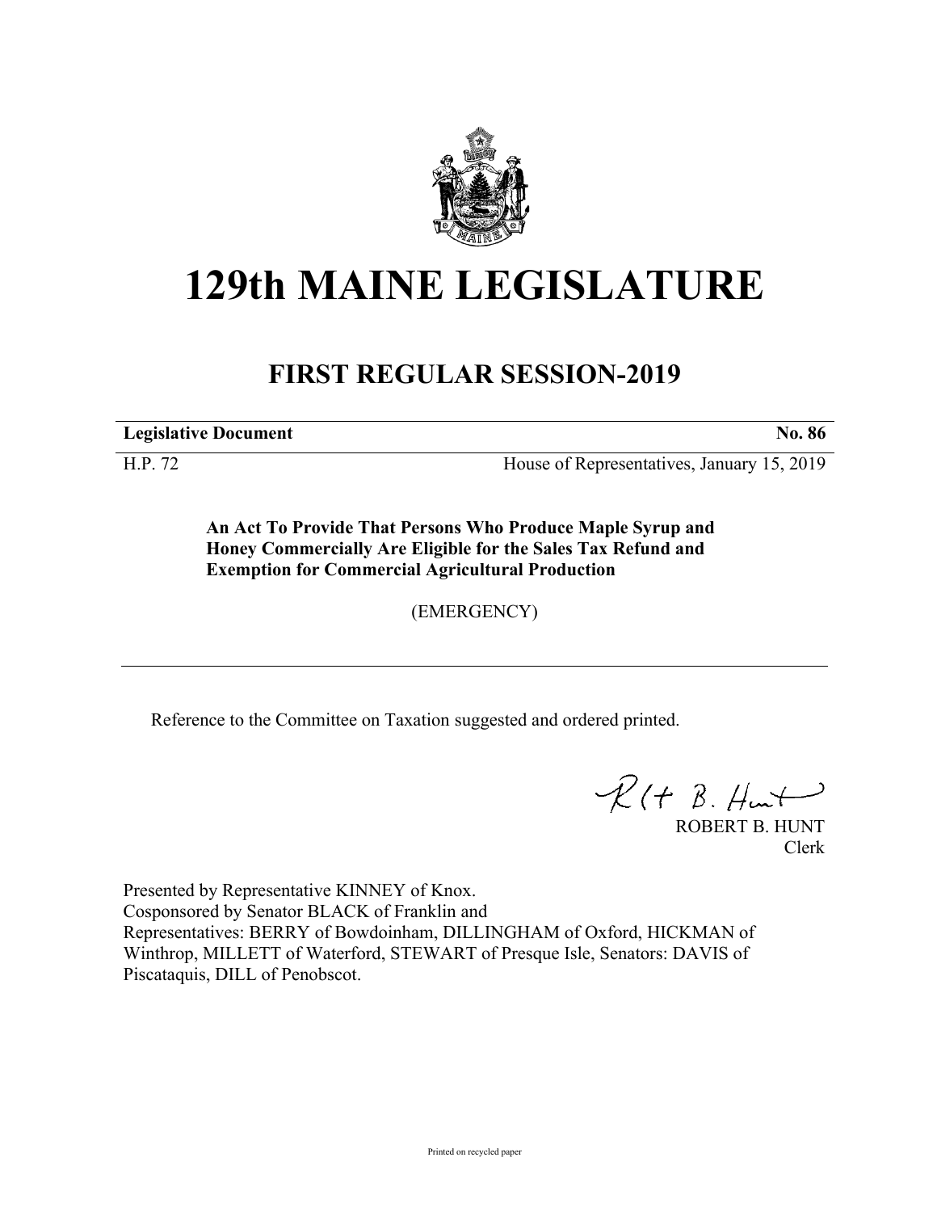# 129th MAINE LEGISLATURE

## FIRST REGULAR SESSION-2019

**Legislative Document** **No. 86**

H.P. 72 House of Representatives, January 15, 2019

**An Act To Provide That Persons Who Produce Maple Syrup and Honey Commercially Are Eligible for the Sales Tax Refund and Exemption for Commercial Agricultural Production**

(EMERGENCY)

Reference to the Committee on Taxation suggested and ordered printed.

ROBERT B. HUNT
Clerk

Presented by Representative KINNEY of Knox.
Cosponsored by Senator BLACK of Franklin and
Representatives: BERRY of Bowdoinham, DILLINGHAM of Oxford, HICKMAN of Winthrop, MILLETT of Waterford, STEWART of Presque Isle, Senators: DAVIS of Piscataquis, DILL of Penobscot.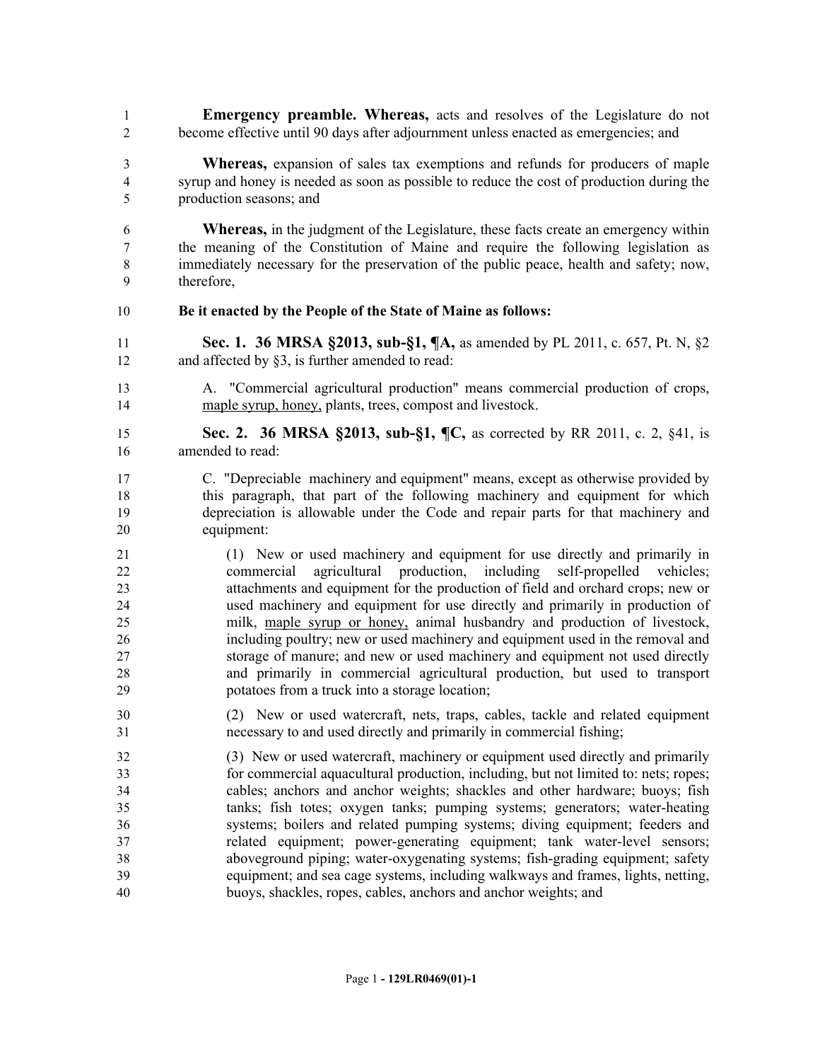**Emergency preamble. Whereas,** acts and resolves of the Legislature do not become effective until 90 days after adjournment unless enacted as emergencies; and

**Whereas,** expansion of sales tax exemptions and refunds for producers of maple syrup and honey is needed as soon as possible to reduce the cost of production during the production seasons; and

**Whereas,** in the judgment of the Legislature, these facts create an emergency within the meaning of the Constitution of Maine and require the following legislation as immediately necessary for the preservation of the public peace, health and safety; now, therefore,

**Be it enacted by the People of the State of Maine as follows:**

**Sec. 1. 36 MRSA §2013, sub-§1, ¶A,** as amended by PL 2011, c. 657, Pt. N, §2 and affected by §3, is further amended to read:

A. "Commercial agricultural production" means commercial production of crops, maple syrup, honey, plants, trees, compost and livestock.

**Sec. 2. 36 MRSA §2013, sub-§1, ¶C,** as corrected by RR 2011, c. 2, §41, is amended to read:

C. "Depreciable machinery and equipment" means, except as otherwise provided by this paragraph, that part of the following machinery and equipment for which depreciation is allowable under the Code and repair parts for that machinery and equipment:

(1) New or used machinery and equipment for use directly and primarily in commercial agricultural production, including self-propelled vehicles; attachments and equipment for the production of field and orchard crops; new or used machinery and equipment for use directly and primarily in production of milk, maple syrup or honey, animal husbandry and production of livestock, including poultry; new or used machinery and equipment used in the removal and storage of manure; and new or used machinery and equipment not used directly and primarily in commercial agricultural production, but used to transport potatoes from a truck into a storage location;

(2) New or used watercraft, nets, traps, cables, tackle and related equipment necessary to and used directly and primarily in commercial fishing;

(3) New or used watercraft, machinery or equipment used directly and primarily for commercial aquacultural production, including, but not limited to: nets; ropes; cables; anchors and anchor weights; shackles and other hardware; buoys; fish tanks; fish totes; oxygen tanks; pumping systems; generators; water-heating systems; boilers and related pumping systems; diving equipment; feeders and related equipment; power-generating equipment; tank water-level sensors; aboveground piping; water-oxygenating systems; fish-grading equipment; safety equipment; and sea cage systems, including walkways and frames, lights, netting, buoys, shackles, ropes, cables, anchors and anchor weights; and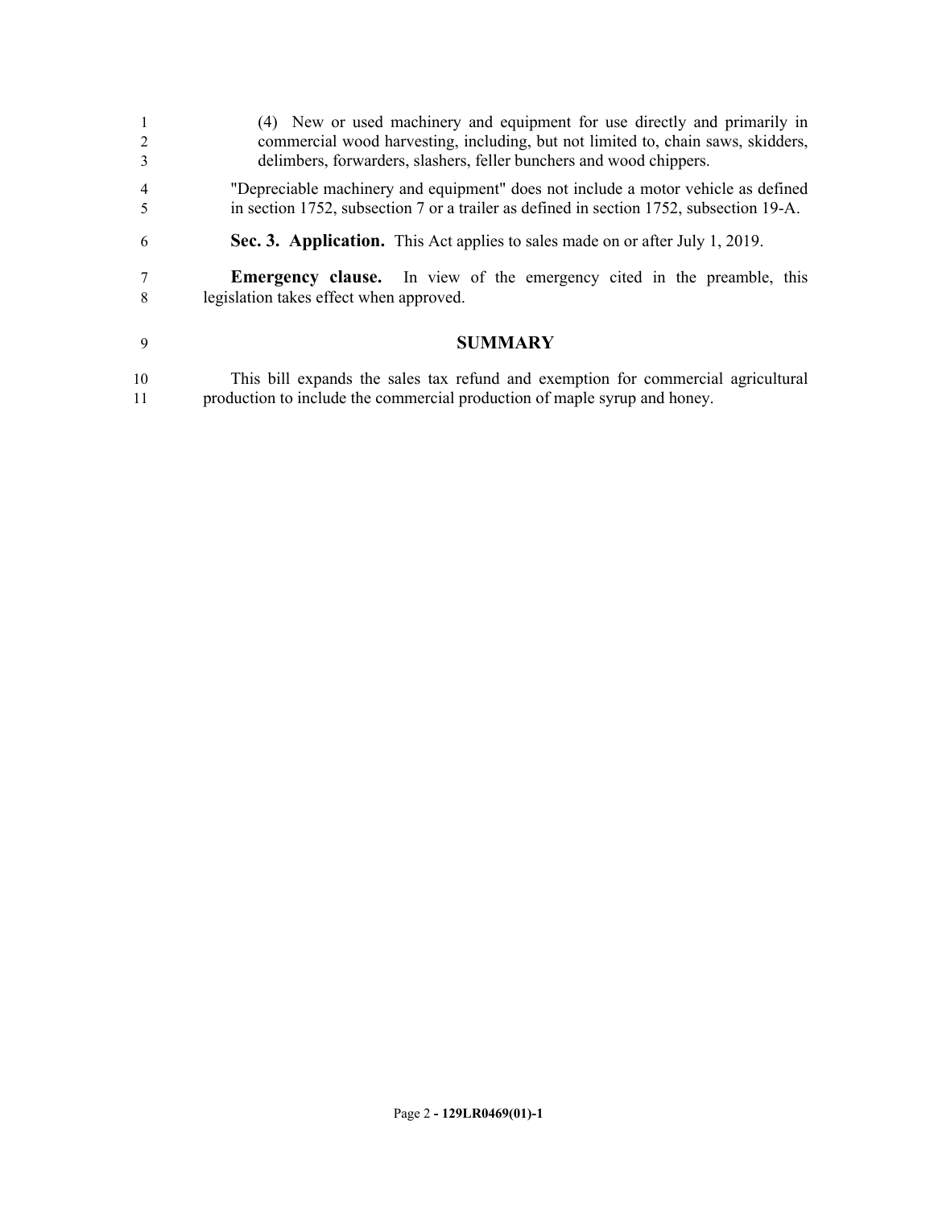(4) New or used machinery and equipment for use directly and primarily in commercial wood harvesting, including, but not limited to, chain saws, skidders, delimbers, forwarders, slashers, feller bunchers and wood chippers.

"Depreciable machinery and equipment" does not include a motor vehicle as defined in section 1752, subsection 7 or a trailer as defined in section 1752, subsection 19-A.

**Sec. 3. Application.** This Act applies to sales made on or after July 1, 2019.

**Emergency clause.** In view of the emergency cited in the preamble, this legislation takes effect when approved.

## SUMMARY

This bill expands the sales tax refund and exemption for commercial agricultural production to include the commercial production of maple syrup and honey.